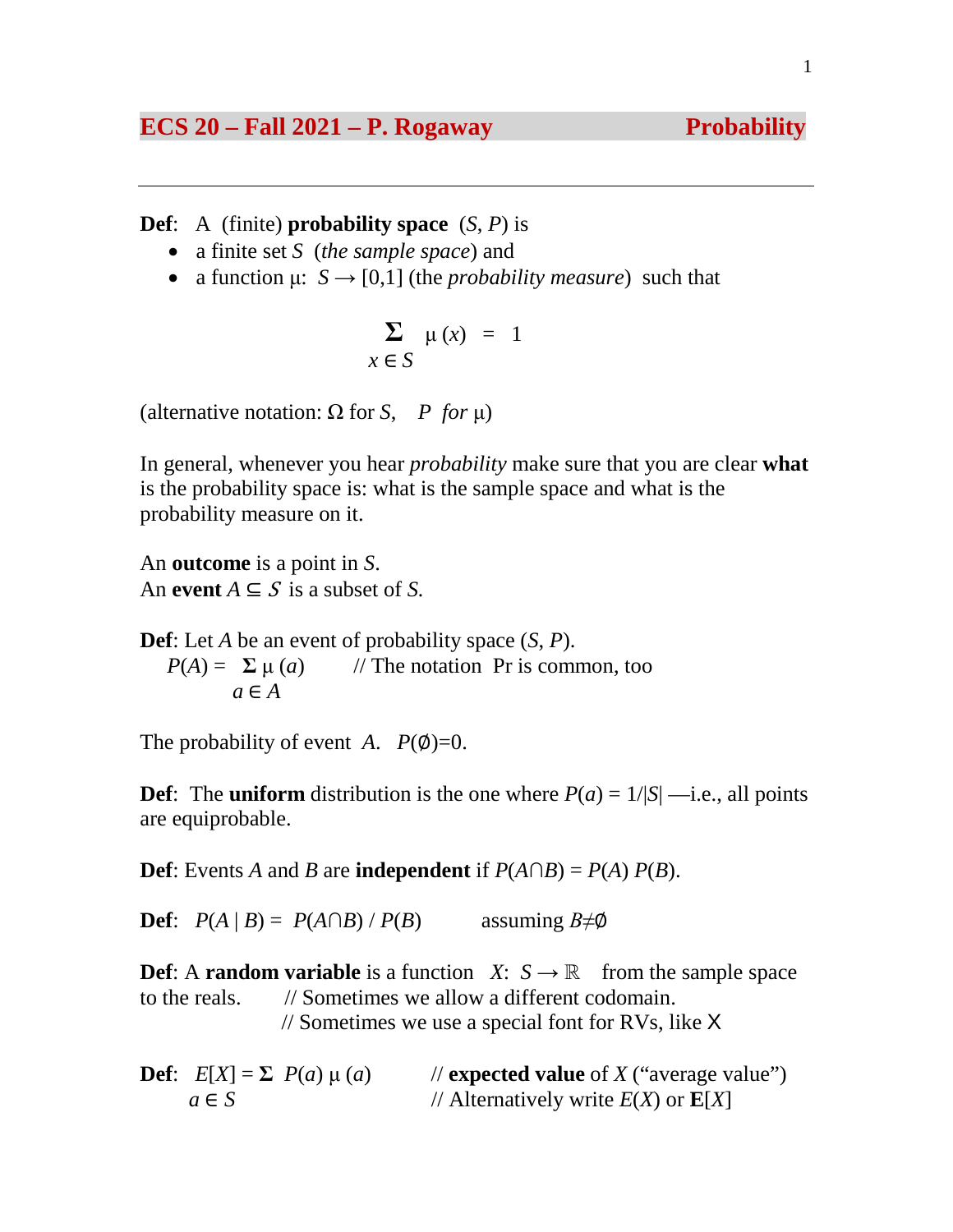# ECS 20 – Fall 2021 – P. Rogaway — Probability

---

**Def**: A (finite) **probability space** $(S, P)$ is

- a finite set $S$ (*the sample space*) and
- a function $\mu$: $S \to [0,1]$ (the *probability measure*) such that

$$\sum_{x \in S} \mu(x) = 1$$

(alternative notation: $\Omega$ for $S$, $P$ *for* $\mu$)

In general, whenever you hear *probability* make sure that you are clear **what** is the probability space is: what is the sample space and what is the probability measure on it.

An **outcome** is a point in $S$.
An **event** $A \subseteq S$ is a subset of $S$.

**Def**: Let $A$ be an event of probability space $(S, P)$.

$$P(A) = \sum_{a \in A} \mu(a) \qquad \text{// The notation Pr is common, too}$$

The probability of event $A$. $P(\emptyset)=0$.

**Def**: The **uniform** distribution is the one where $P(a) = 1/|S|$ —i.e., all points are equiprobable.

**Def**: Events $A$ and $B$ are **independent** if $P(A \cap B) = P(A)\, P(B)$.

**Def**: $P(A \mid B) = P(A \cap B) / P(B)$ assuming $B \neq \emptyset$

**Def**: A **random variable** is a function $X$: $S \to \mathbb{R}$ from the sample space to the reals.
// Sometimes we allow a different codomain.
// Sometimes we use a special font for RVs, like X

**Def**: $E[X] = \sum_{a \in S} P(a)\, \mu(a)$ // **expected value** of $X$ ("average value")
// Alternatively write $E(X)$ or $\mathbf{E}[X]$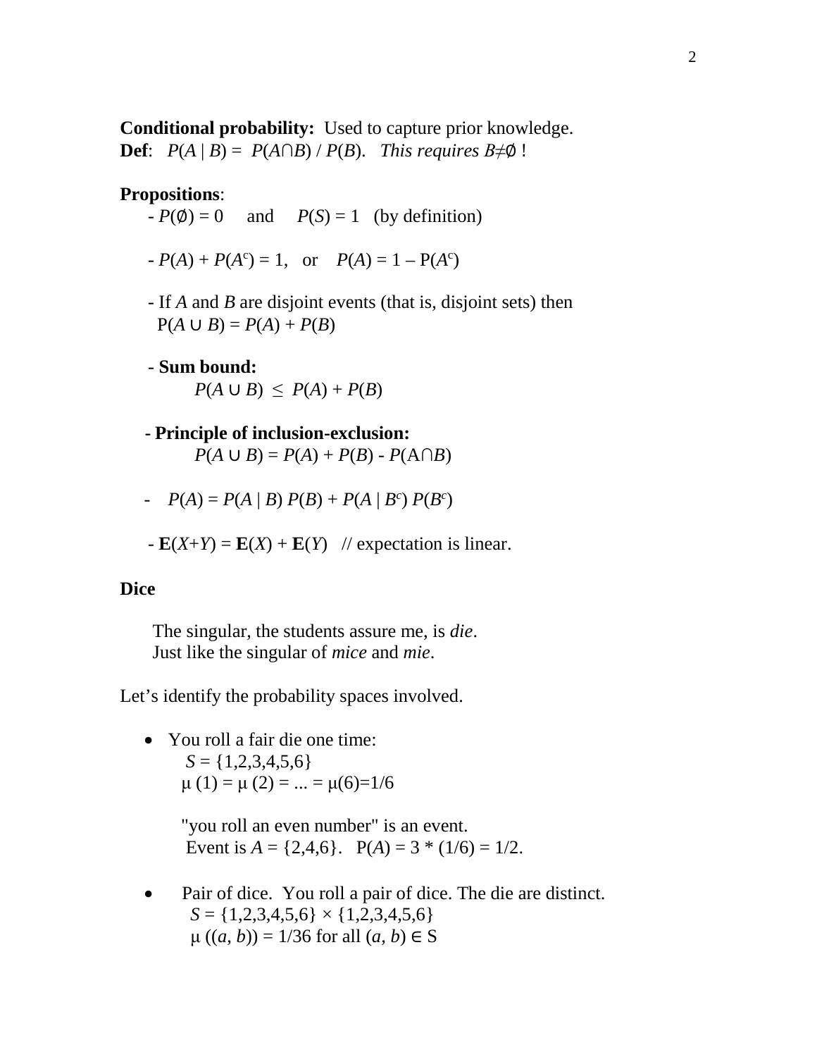**Conditional probability:** Used to capture prior knowledge.
**Def**: $P(A \mid B) = P(A \cap B) / P(B)$. *This requires* $B \neq \emptyset$ !

**Propositions**:

- $P(\emptyset) = 0$ and $P(S) = 1$ (by definition)
- $P(A) + P(A^c) = 1$, or $P(A) = 1 - P(A^c)$
- If $A$ and $B$ are disjoint events (that is, disjoint sets) then
  $P(A \cup B) = P(A) + P(B)$
- **Sum bound:**
  $P(A \cup B) \leq P(A) + P(B)$
- **Principle of inclusion-exclusion:**
  $P(A \cup B) = P(A) + P(B) - P(A \cap B)$
- $P(A) = P(A \mid B)\, P(B) + P(A \mid B^c)\, P(B^c)$
- $\mathbf{E}(X+Y) = \mathbf{E}(X) + \mathbf{E}(Y)$ // expectation is linear.

**Dice**

The singular, the students assure me, is *die*.
Just like the singular of *mice* and *mie*.

Let's identify the probability spaces involved.

- You roll a fair die one time:
  $S = \{1,2,3,4,5,6\}$
  $\mu(1) = \mu(2) = ... = \mu(6) = 1/6$

  "you roll an even number" is an event.
  Event is $A = \{2,4,6\}$. $P(A) = 3 * (1/6) = 1/2$.

- Pair of dice. You roll a pair of dice. The die are distinct.
  $S = \{1,2,3,4,5,6\} \times \{1,2,3,4,5,6\}$
  $\mu((a, b)) = 1/36$ for all $(a, b) \in S$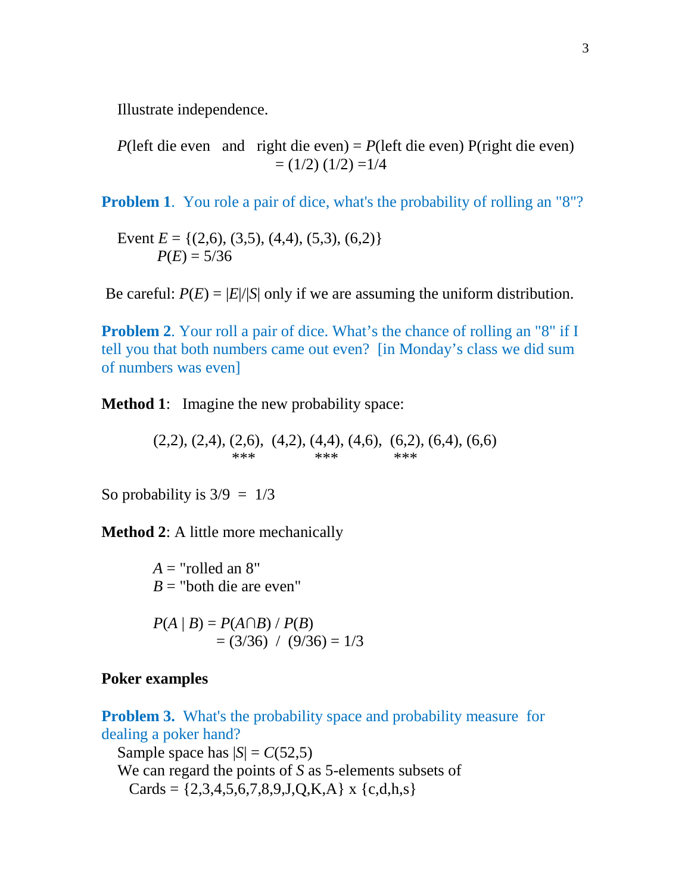Illustrate independence.

$P$(left die even and right die even) = $P$(left die even) P(right die even)
= (1/2) (1/2) =1/4

**Problem 1**. You role a pair of dice, what's the probability of rolling an "8"?

Event $E$ = {(2,6), (3,5), (4,4), (5,3), (6,2)}
$P(E) = 5/36$

Be careful: $P(E) = |E|/|S|$ only if we are assuming the uniform distribution.

**Problem 2**. Your roll a pair of dice. What's the chance of rolling an "8" if I tell you that both numbers came out even? [in Monday's class we did sum of numbers was even]

**Method 1**: Imagine the new probability space:

```
(2,2), (2,4), (2,6),  (4,2), (4,4), (4,6),  (6,2), (6,4), (6,6)
               ***            ***            ***
```

So probability is 3/9 = 1/3

**Method 2**: A little more mechanically

$A$ = "rolled an 8"
$B$ = "both die are even"

$$P(A \mid B) = P(A \cap B) / P(B)$$
$$= (3/36) \;/\; (9/36) = 1/3$$

**Poker examples**

**Problem 3.** What's the probability space and probability measure for dealing a poker hand?

Sample space has $|S| = C(52,5)$
We can regard the points of $S$ as 5-elements subsets of
Cards = {2,3,4,5,6,7,8,9,J,Q,K,A} x {c,d,h,s}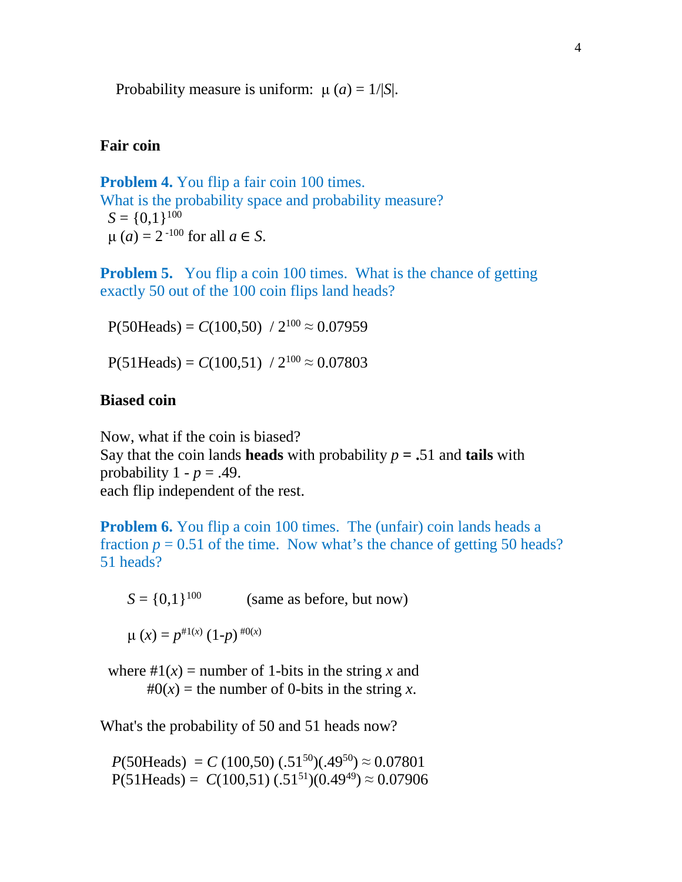Probability measure is uniform: $\mu(a) = 1/|S|$.

### Fair coin

**Problem 4.** You flip a fair coin 100 times.
What is the probability space and probability measure?

$S = \{0,1\}^{100}$

$\mu(a) = 2^{-100}$ for all $a \in S$.

**Problem 5.** You flip a coin 100 times. What is the chance of getting exactly 50 out of the 100 coin flips land heads?

$P(50\text{Heads}) = C(100,50) \; / \; 2^{100} \approx 0.07959$

$P(51\text{Heads}) = C(100,51) \; / \; 2^{100} \approx 0.07803$

### Biased coin

Now, what if the coin is biased?
Say that the coin lands **heads** with probability $p$ **=** .51 and **tails** with probability $1 - p = .49$.
each flip independent of the rest.

**Problem 6.** You flip a coin 100 times. The (unfair) coin lands heads a fraction $p = 0.51$ of the time. Now what's the chance of getting 50 heads? 51 heads?

$S = \{0,1\}^{100}$ (same as before, but now)

$\mu(x) = p^{\#1(x)} (1-p)^{\#0(x)}$

where $\#1(x)$ = number of 1-bits in the string $x$ and
$\#0(x)$ = the number of 0-bits in the string $x$.

What's the probability of 50 and 51 heads now?

$P(50\text{Heads}) = C(100,50)\,(.51^{50})(.49^{50}) \approx 0.07801$

$P(51\text{Heads}) = C(100,51)\,(.51^{51})(0.49^{49}) \approx 0.07906$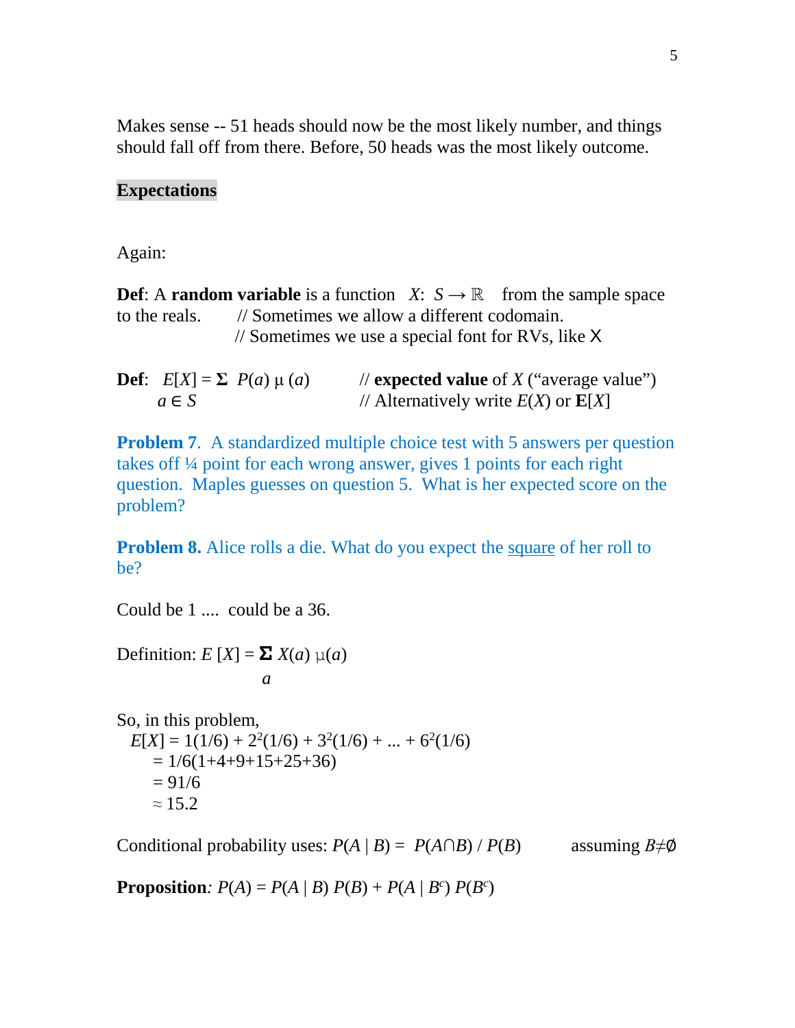Makes sense -- 51 heads should now be the most likely number, and things should fall off from there. Before, 50 heads was the most likely outcome.

## Expectations

Again:

**Def**: A **random variable** is a function $X$: $S \to \mathbb{R}$ from the sample space to the reals. // Sometimes we allow a different codomain.
// Sometimes we use a special font for RVs, like X

**Def**: $E[X] = \sum_{a \in S} P(a)\, \mu(a)$ // **expected value** of $X$ ("average value")
// Alternatively write $E(X)$ or $\mathbf{E}[X]$

**Problem 7**. A standardized multiple choice test with 5 answers per question takes off ¼ point for each wrong answer, gives 1 points for each right question. Maples guesses on question 5. What is her expected score on the problem?

**Problem 8.** Alice rolls a die. What do you expect the square of her roll to be?

Could be 1 .... could be a 36.

Definition: $E[X] = \sum_{a} X(a)\, \mu(a)$

So, in this problem,

$$
\begin{aligned}
E[X] &= 1(1/6) + 2^2(1/6) + 3^2(1/6) + \dots + 6^2(1/6) \\
&= 1/6(1+4+9+15+25+36) \\
&= 91/6 \\
&\approx 15.2
\end{aligned}
$$

Conditional probability uses: $P(A \mid B) = P(A \cap B) / P(B)$ assuming $B \neq \emptyset$

**Proposition**: $P(A) = P(A \mid B)\, P(B) + P(A \mid B^c)\, P(B^c)$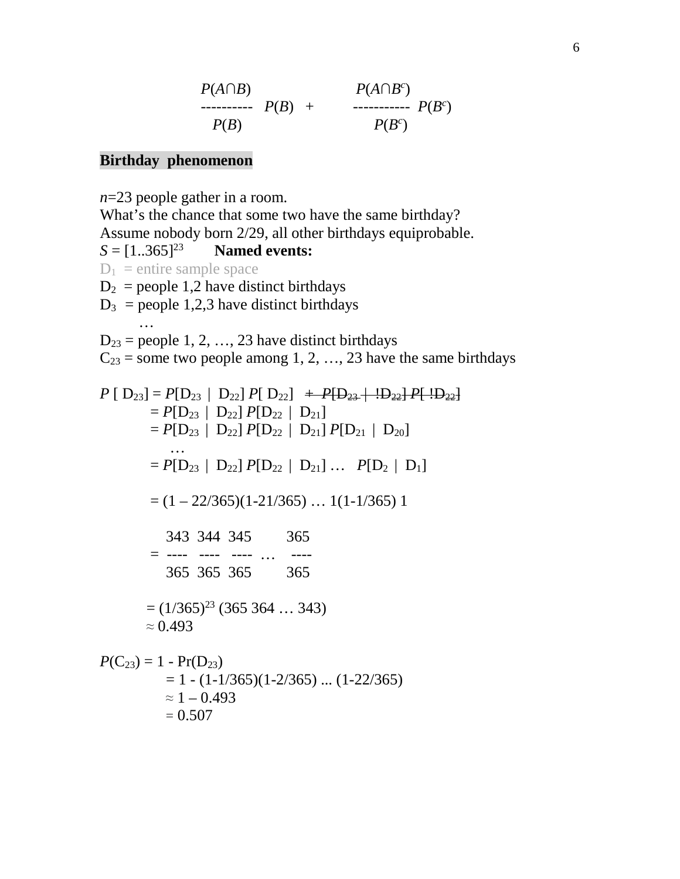$$\frac{P(A\cap B)}{P(B)} P(B) + \frac{P(A\cap B^c)}{P(B^c)} P(B^c)$$

## Birthday phenomenon

$n$=23 people gather in a room.
What's the chance that some two have the same birthday?
Assume nobody born 2/29, all other birthdays equiprobable.
$S = [1..365]^{23}$ **Named events:**
$D_1$ = entire sample space
$D_2$ = people 1,2 have distinct birthdays
$D_3$ = people 1,2,3 have distinct birthdays
…
$D_{23}$ = people 1, 2, …, 23 have distinct birthdays
$C_{23}$ = some two people among 1, 2, …, 23 have the same birthdays

$$
\begin{aligned}
P[D_{23}] &= P[D_{23} \mid D_{22}]\, P[D_{22}] \;\; \cancel{+\; P[D_{23} \mid !D_{22}]\, P[!D_{22}]} \\
&= P[D_{23} \mid D_{22}]\, P[D_{22} \mid D_{21}] \\
&= P[D_{23} \mid D_{22}]\, P[D_{22} \mid D_{21}]\, P[D_{21} \mid D_{20}] \\
&\quad \dots \\
&= P[D_{23} \mid D_{22}]\, P[D_{22} \mid D_{21}] \dots P[D_2 \mid D_1] \\
&= (1 - 22/365)(1-21/365) \dots 1(1-1/365)\, 1 \\
&= \frac{343}{365}\,\frac{344}{365}\,\frac{345}{365} \dots \frac{365}{365} \\
&= (1/365)^{23} (365\; 364 \dots 343) \\
&\approx 0.493
\end{aligned}
$$

$$
\begin{aligned}
P(C_{23}) &= 1 - \Pr(D_{23}) \\
&= 1 - (1-1/365)(1-2/365) \dots (1-22/365) \\
&\approx 1 - 0.493 \\
&= 0.507
\end{aligned}
$$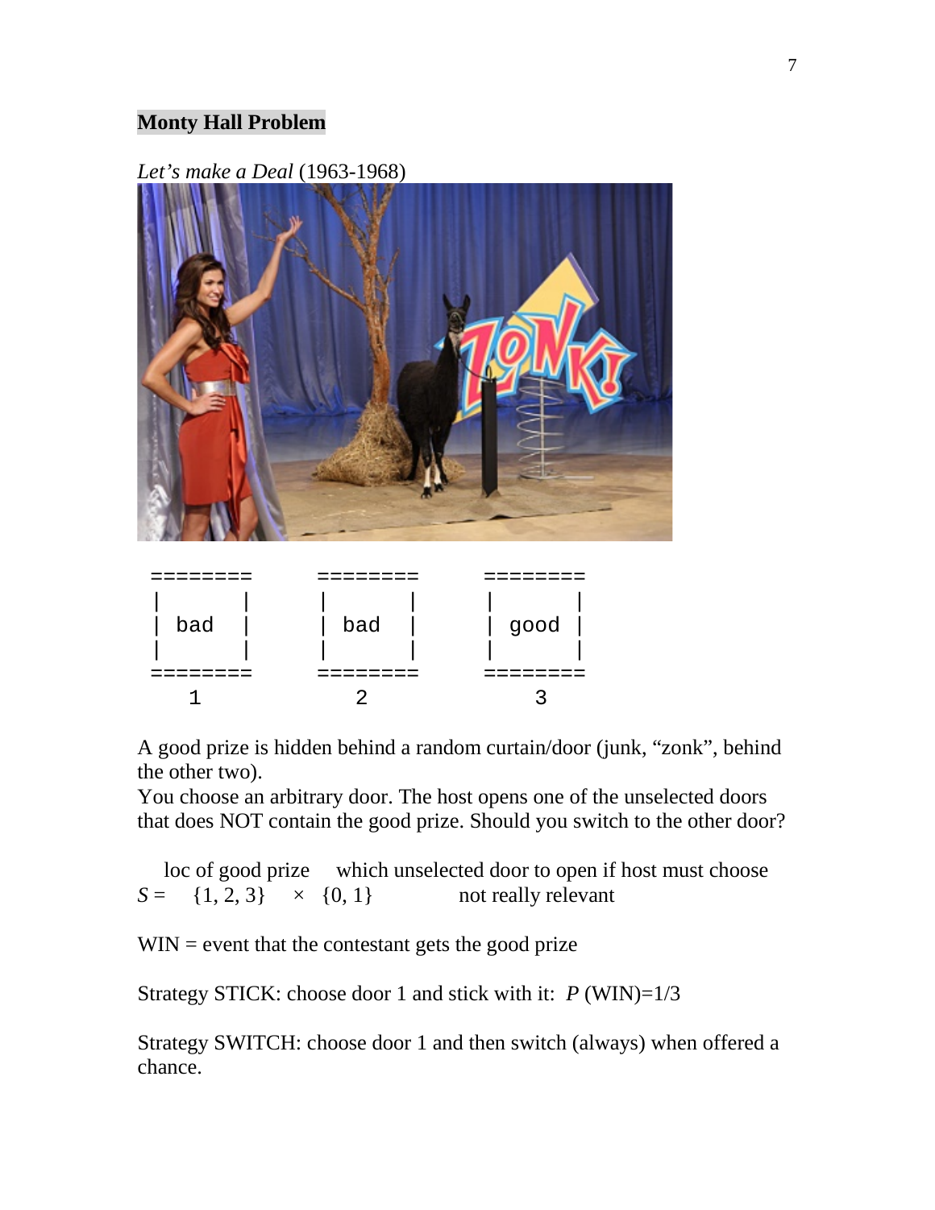**Monty Hall Problem**

*Let's make a Deal* (1963-1968)

```
========      ========      ========
|      |      |      |      |      |
| bad  |      | bad  |      | good |
|      |      |      |      |      |
========      ========      ========
   1             2             3
```

A good prize is hidden behind a random curtain/door (junk, "zonk", behind the other two).
You choose an arbitrary door. The host opens one of the unselected doors that does NOT contain the good prize. Should you switch to the other door?

loc of good prize &nbsp;&nbsp; which unselected door to open if host must choose

$S = \{1, 2, 3\} \times \{0, 1\}$ &nbsp;&nbsp; not really relevant

WIN = event that the contestant gets the good prize

Strategy STICK: choose door 1 and stick with it: $P(\text{WIN}) = 1/3$

Strategy SWITCH: choose door 1 and then switch (always) when offered a chance.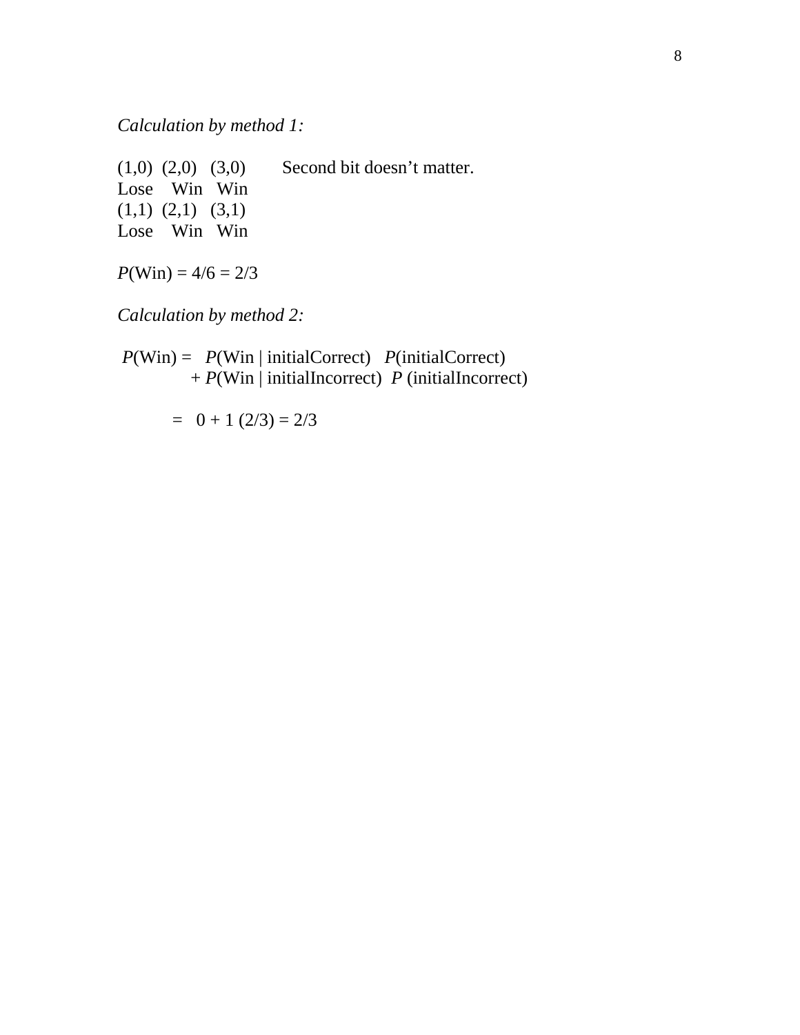*Calculation by method 1:*

| | | | |
|---|---|---|---|
| (1,0) | (2,0) | (3,0) | Second bit doesn't matter. |
| Lose | Win | Win | |
| (1,1) | (2,1) | (3,1) | |
| Lose | Win | Win | |

$P(\text{Win}) = 4/6 = 2/3$

*Calculation by method 2:*

$$
\begin{aligned}
P(\text{Win}) = \; & P(\text{Win} \mid \text{initialCorrect}) \; P(\text{initialCorrect}) \\
& + P(\text{Win} \mid \text{initialIncorrect}) \; P(\text{initialIncorrect}) \\
= \; & 0 + 1\,(2/3) = 2/3
\end{aligned}
$$